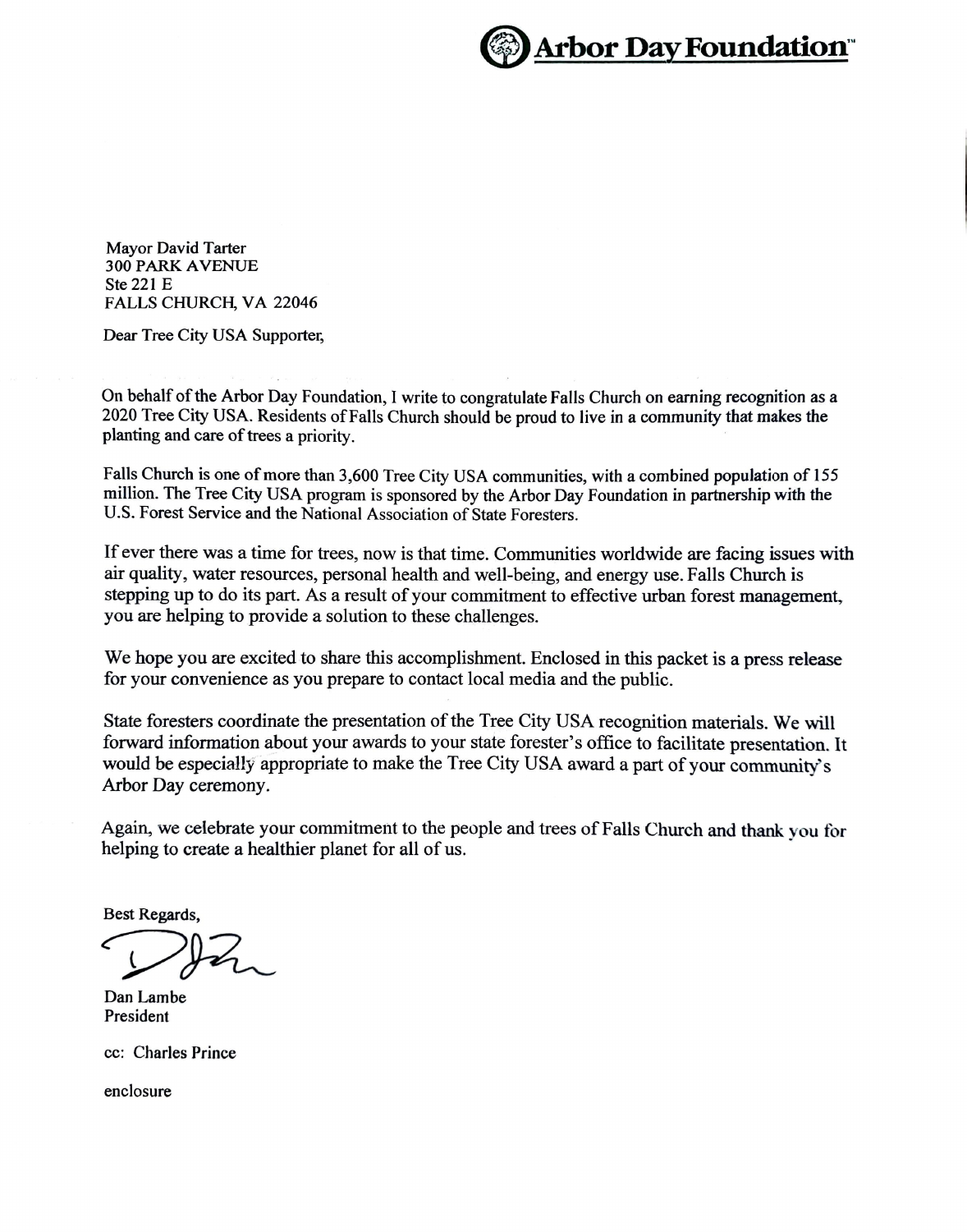**Arbor Day Foundation™**

Mayor David Tarter
300 PARK AVENUE
Ste 221 E
FALLS CHURCH, VA 22046

Dear Tree City USA Supporter,

On behalf of the Arbor Day Foundation, I write to congratulate Falls Church on earning recognition as a 2020 Tree City USA. Residents of Falls Church should be proud to live in a community that makes the planting and care of trees a priority.

Falls Church is one of more than 3,600 Tree City USA communities, with a combined population of 155 million. The Tree City USA program is sponsored by the Arbor Day Foundation in partnership with the U.S. Forest Service and the National Association of State Foresters.

If ever there was a time for trees, now is that time. Communities worldwide are facing issues with air quality, water resources, personal health and well-being, and energy use. Falls Church is stepping up to do its part. As a result of your commitment to effective urban forest management, you are helping to provide a solution to these challenges.

We hope you are excited to share this accomplishment. Enclosed in this packet is a press release for your convenience as you prepare to contact local media and the public.

State foresters coordinate the presentation of the Tree City USA recognition materials. We will forward information about your awards to your state forester's office to facilitate presentation. It would be especially appropriate to make the Tree City USA award a part of your community's Arbor Day ceremony.

Again, we celebrate your commitment to the people and trees of Falls Church and thank you for helping to create a healthier planet for all of us.

Best Regards,

Dan Lambe
President

cc: Charles Prince

enclosure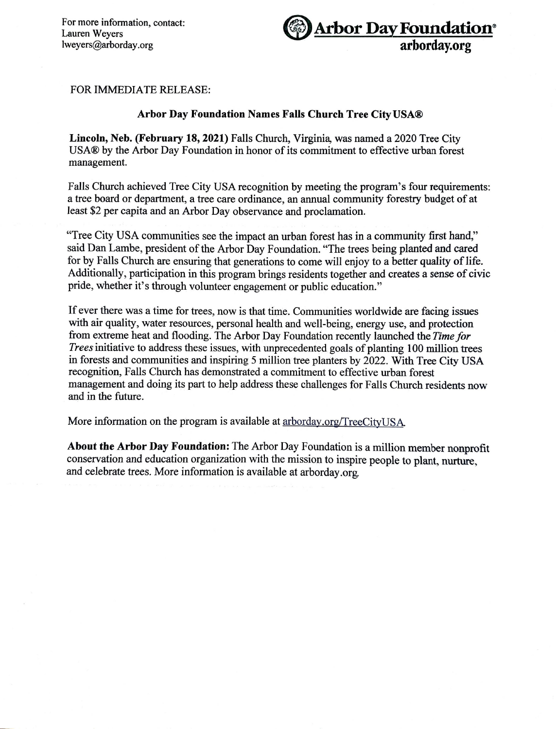For more information, contact:
Lauren Weyers
lweyers@arborday.org

**Arbor Day Foundation®**
**arborday.org**

FOR IMMEDIATE RELEASE:

**Arbor Day Foundation Names Falls Church Tree City USA®**

**Lincoln, Neb. (February 18, 2021)** Falls Church, Virginia, was named a 2020 Tree City USA® by the Arbor Day Foundation in honor of its commitment to effective urban forest management.

Falls Church achieved Tree City USA recognition by meeting the program's four requirements: a tree board or department, a tree care ordinance, an annual community forestry budget of at least $2 per capita and an Arbor Day observance and proclamation.

"Tree City USA communities see the impact an urban forest has in a community first hand," said Dan Lambe, president of the Arbor Day Foundation. "The trees being planted and cared for by Falls Church are ensuring that generations to come will enjoy to a better quality of life. Additionally, participation in this program brings residents together and creates a sense of civic pride, whether it's through volunteer engagement or public education."

If ever there was a time for trees, now is that time. Communities worldwide are facing issues with air quality, water resources, personal health and well-being, energy use, and protection from extreme heat and flooding. The Arbor Day Foundation recently launched the *Time for Trees* initiative to address these issues, with unprecedented goals of planting 100 million trees in forests and communities and inspiring 5 million tree planters by 2022. With Tree City USA recognition, Falls Church has demonstrated a commitment to effective urban forest management and doing its part to help address these challenges for Falls Church residents now and in the future.

More information on the program is available at arborday.org/TreeCityUSA.

**About the Arbor Day Foundation:** The Arbor Day Foundation is a million member nonprofit conservation and education organization with the mission to inspire people to plant, nurture, and celebrate trees. More information is available at arborday.org.